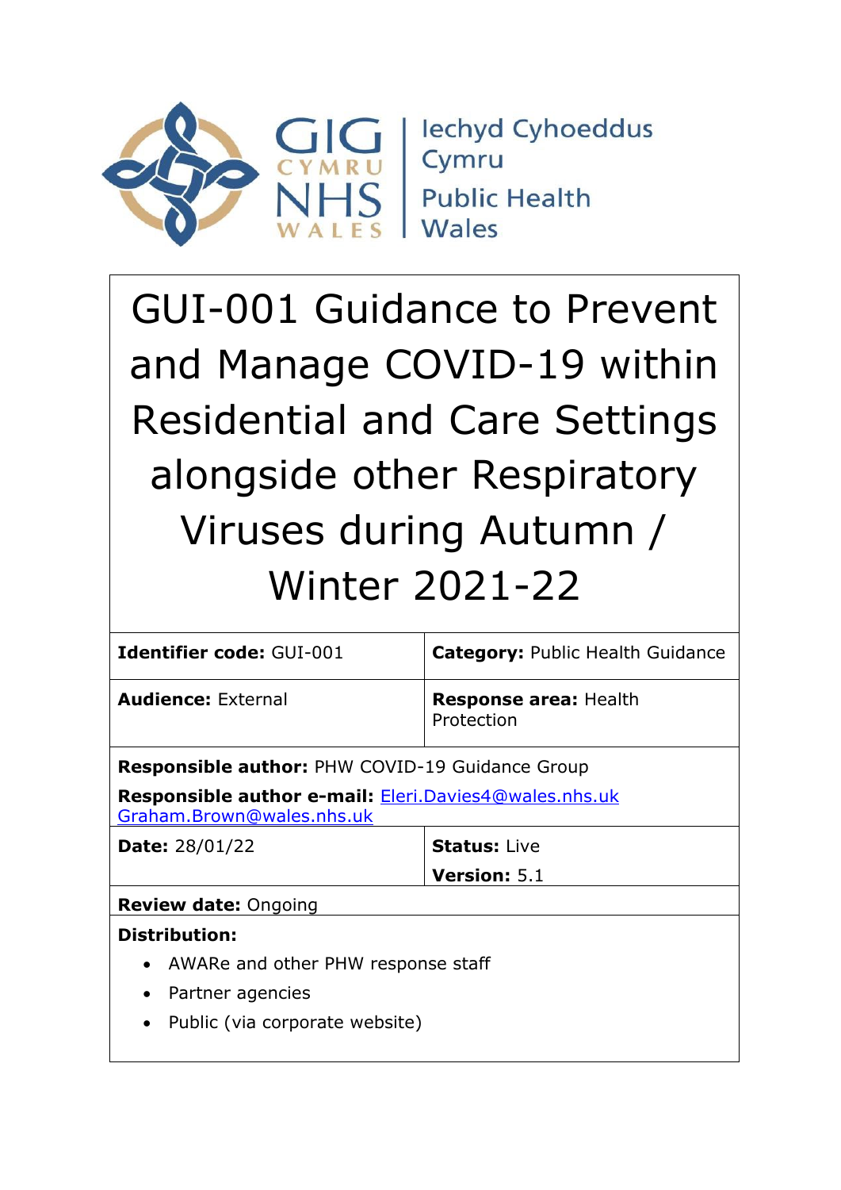Iechyd Cyhoeddus Cymru
Public Health Wales

# GUI-001 Guidance to Prevent and Manage COVID-19 within Residential and Care Settings alongside other Respiratory Viruses during Autumn / Winter 2021-22

| | |
|---|---|
| **Identifier code:** GUI-001 | **Category:** Public Health Guidance |
| **Audience:** External | **Response area:** Health Protection |

**Responsible author:** PHW COVID-19 Guidance Group

**Responsible author e-mail:** Eleri.Davies4@wales.nhs.uk Graham.Brown@wales.nhs.uk

| | |
|---|---|
| **Date:** 28/01/22 | **Status:** Live<br>**Version:** 5.1 |

**Review date:** Ongoing

**Distribution:**

- AWARe and other PHW response staff
- Partner agencies
- Public (via corporate website)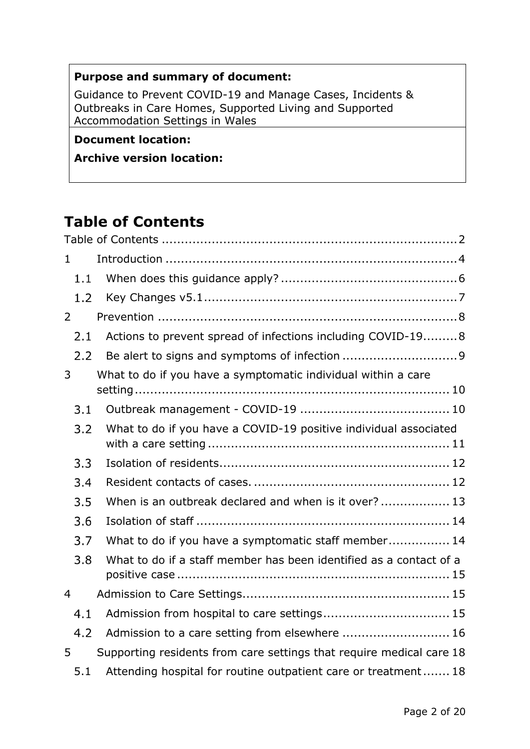| **Purpose and summary of document:** |
| --- |
| Guidance to Prevent COVID-19 and Manage Cases, Incidents & Outbreaks in Care Homes, Supported Living and Supported Accommodation Settings in Wales |
| **Document location:** <br> **Archive version location:** |

## Table of Contents

Table of Contents ........................................................................ 2

1 Introduction ........................................................................ 4

  1.1 When does this guidance apply? .............................................. 6

  1.2 Key Changes v5.1 ................................................................ 7

2 Prevention ........................................................................ 8

  2.1 Actions to prevent spread of infections including COVID-19 ......... 8

  2.2 Be alert to signs and symptoms of infection .............................. 9

3 What to do if you have a symptomatic individual within a care setting ........................................................................ 10

  3.1 Outbreak management - COVID-19 ....................................... 10

  3.2 What to do if you have a COVID-19 positive individual associated with a care setting ........................................................................ 11

  3.3 Isolation of residents ........................................................ 12

  3.4 Resident contacts of cases. ................................................ 12

  3.5 When is an outbreak declared and when is it over? .................. 13

  3.6 Isolation of staff ............................................................... 14

  3.7 What to do if you have a symptomatic staff member ................ 14

  3.8 What to do if a staff member has been identified as a contact of a positive case ........................................................................ 15

4 Admission to Care Settings ...................................................... 15

  4.1 Admission from hospital to care settings ................................. 15

  4.2 Admission to a care setting from elsewhere ............................ 16

5 Supporting residents from care settings that require medical care 18

  5.1 Attending hospital for routine outpatient care or treatment ....... 18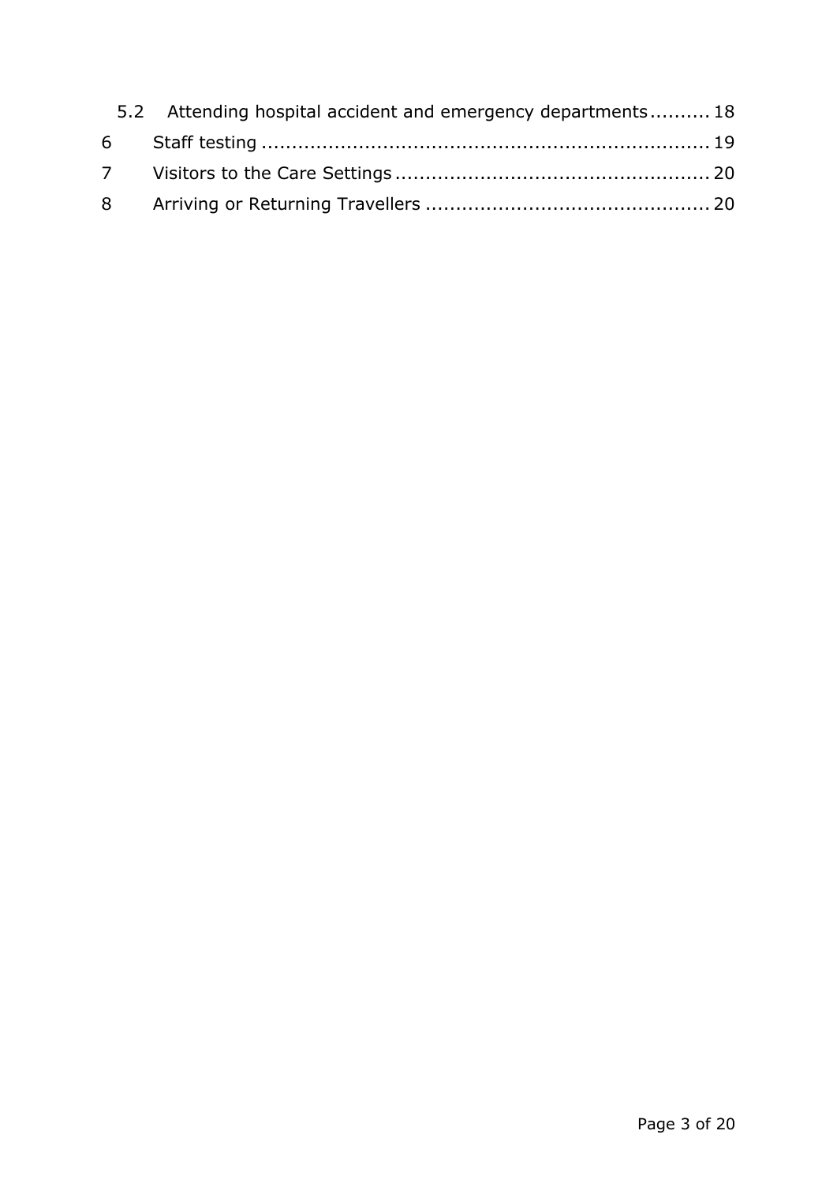5.2 Attending hospital accident and emergency departments .......... 18

6 Staff testing .......................................................................... 19

7 Visitors to the Care Settings .................................................... 20

8 Arriving or Returning Travellers ............................................... 20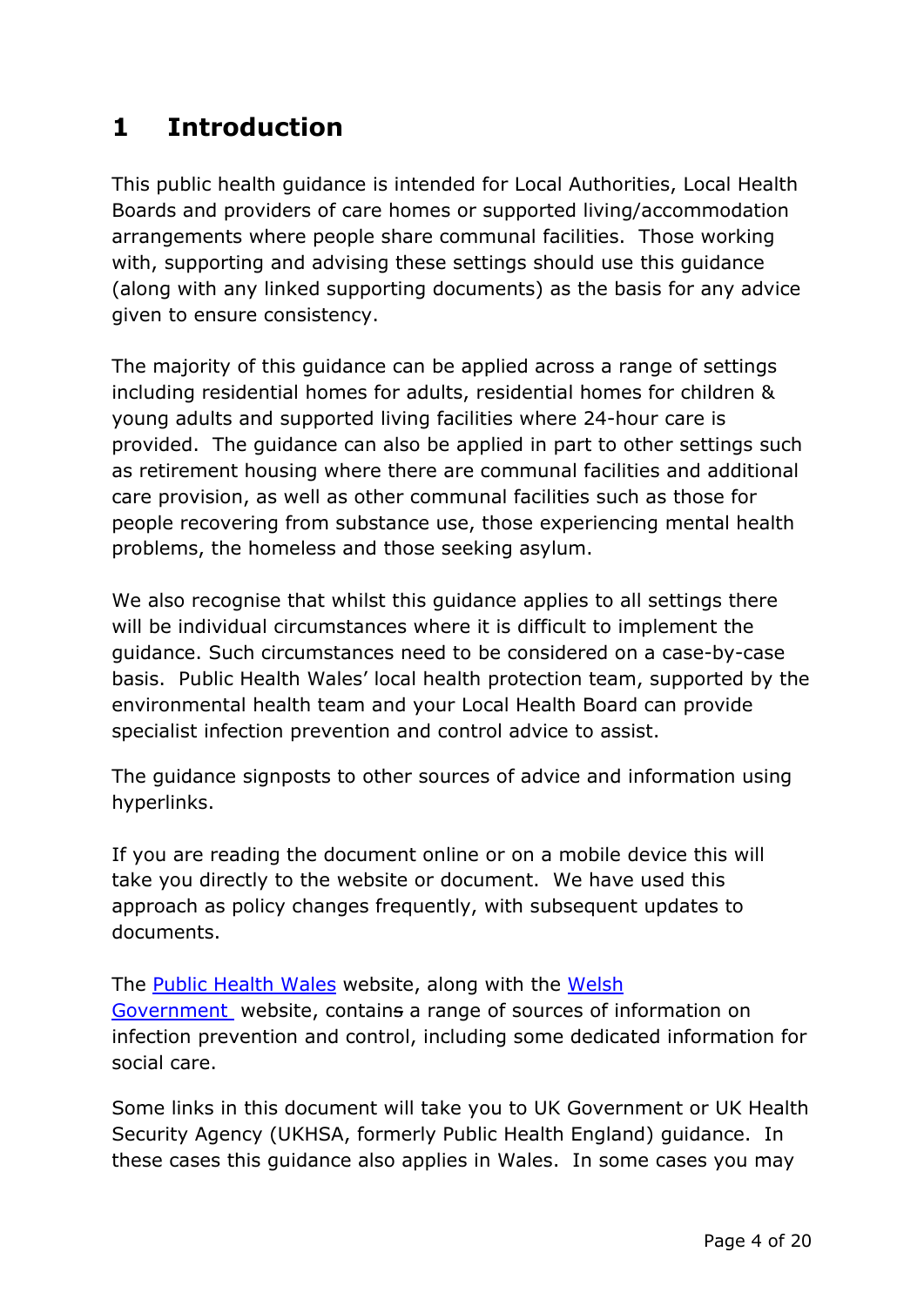# 1 Introduction

This public health guidance is intended for Local Authorities, Local Health Boards and providers of care homes or supported living/accommodation arrangements where people share communal facilities. Those working with, supporting and advising these settings should use this guidance (along with any linked supporting documents) as the basis for any advice given to ensure consistency.

The majority of this guidance can be applied across a range of settings including residential homes for adults, residential homes for children & young adults and supported living facilities where 24-hour care is provided. The guidance can also be applied in part to other settings such as retirement housing where there are communal facilities and additional care provision, as well as other communal facilities such as those for people recovering from substance use, those experiencing mental health problems, the homeless and those seeking asylum.

We also recognise that whilst this guidance applies to all settings there will be individual circumstances where it is difficult to implement the guidance. Such circumstances need to be considered on a case-by-case basis. Public Health Wales' local health protection team, supported by the environmental health team and your Local Health Board can provide specialist infection prevention and control advice to assist.

The guidance signposts to other sources of advice and information using hyperlinks.

If you are reading the document online or on a mobile device this will take you directly to the website or document. We have used this approach as policy changes frequently, with subsequent updates to documents.

The Public Health Wales website, along with the Welsh Government website, contains a range of sources of information on infection prevention and control, including some dedicated information for social care.

Some links in this document will take you to UK Government or UK Health Security Agency (UKHSA, formerly Public Health England) guidance. In these cases this guidance also applies in Wales. In some cases you may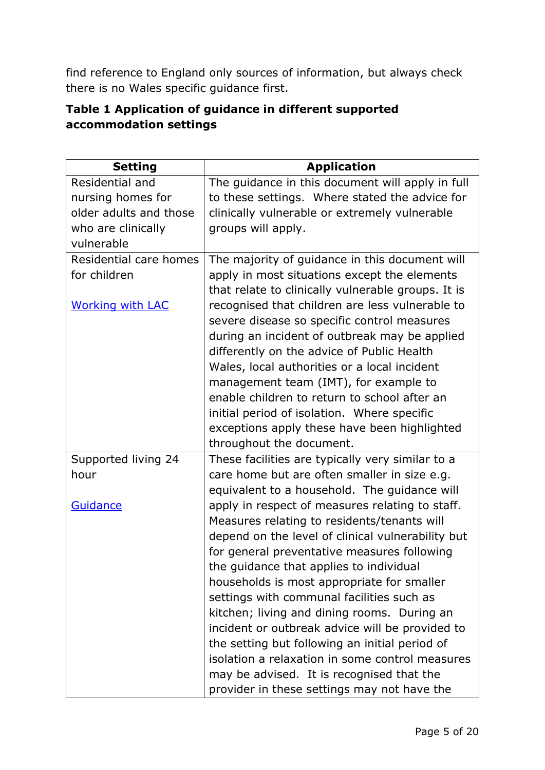find reference to England only sources of information, but always check there is no Wales specific guidance first.

**Table 1 Application of guidance in different supported accommodation settings**

| Setting | Application |
|---|---|
| Residential and nursing homes for older adults and those who are clinically vulnerable | The guidance in this document will apply in full to these settings. Where stated the advice for clinically vulnerable or extremely vulnerable groups will apply. |
| Residential care homes for children<br><br>Working with LAC | The majority of guidance in this document will apply in most situations except the elements that relate to clinically vulnerable groups. It is recognised that children are less vulnerable to severe disease so specific control measures during an incident of outbreak may be applied differently on the advice of Public Health Wales, local authorities or a local incident management team (IMT), for example to enable children to return to school after an initial period of isolation. Where specific exceptions apply these have been highlighted throughout the document. |
| Supported living 24 hour<br><br>Guidance | These facilities are typically very similar to a care home but are often smaller in size e.g. equivalent to a household. The guidance will apply in respect of measures relating to staff. Measures relating to residents/tenants will depend on the level of clinical vulnerability but for general preventative measures following the guidance that applies to individual households is most appropriate for smaller settings with communal facilities such as kitchen; living and dining rooms. During an incident or outbreak advice will be provided to the setting but following an initial period of isolation a relaxation in some control measures may be advised. It is recognised that the provider in these settings may not have the |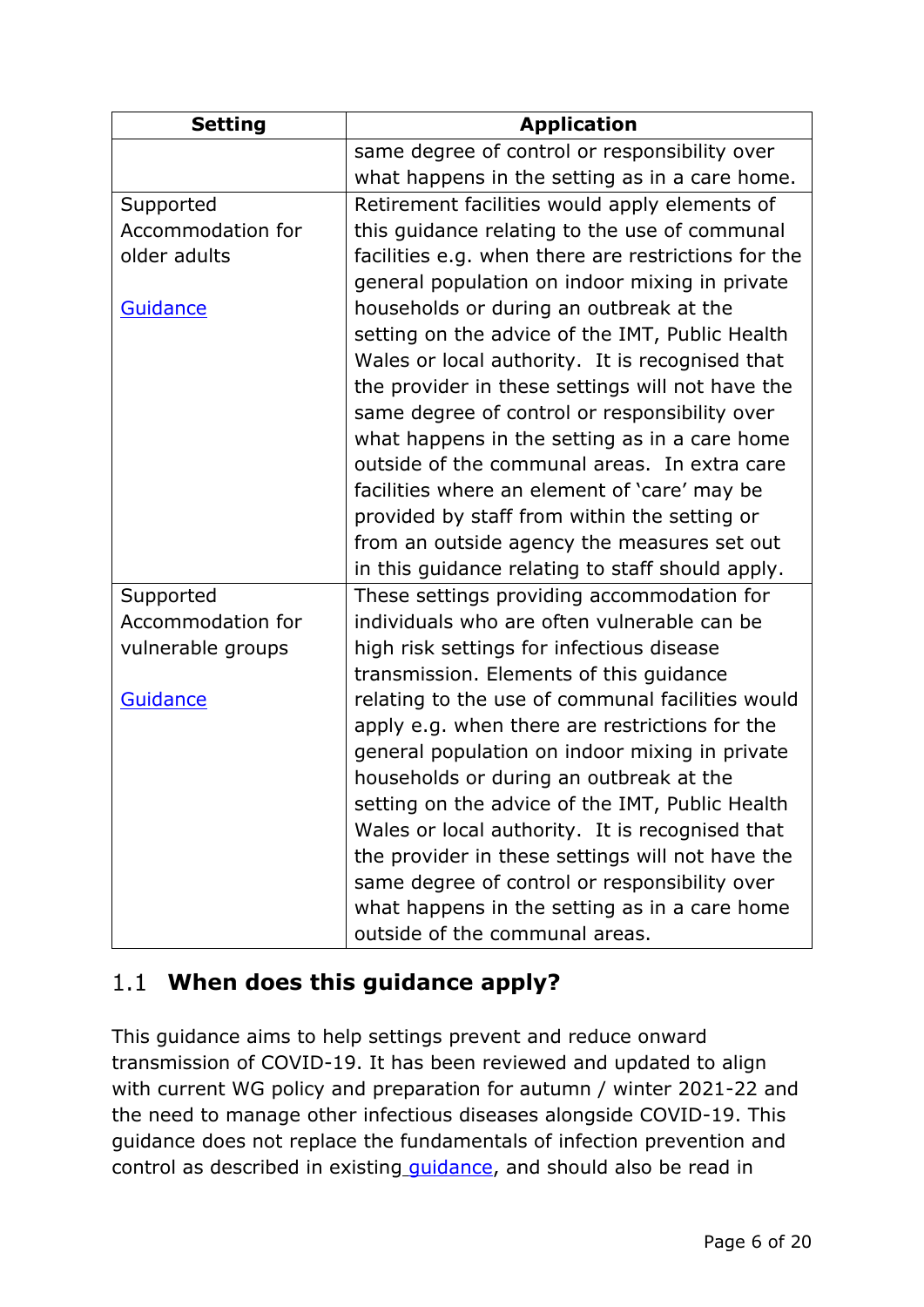| Setting | Application |
|---|---|
| | same degree of control or responsibility over what happens in the setting as in a care home. |
| Supported Accommodation for older adults<br><br>Guidance | Retirement facilities would apply elements of this guidance relating to the use of communal facilities e.g. when there are restrictions for the general population on indoor mixing in private households or during an outbreak at the setting on the advice of the IMT, Public Health Wales or local authority. It is recognised that the provider in these settings will not have the same degree of control or responsibility over what happens in the setting as in a care home outside of the communal areas. In extra care facilities where an element of 'care' may be provided by staff from within the setting or from an outside agency the measures set out in this guidance relating to staff should apply. |
| Supported Accommodation for vulnerable groups<br><br>Guidance | These settings providing accommodation for individuals who are often vulnerable can be high risk settings for infectious disease transmission. Elements of this guidance relating to the use of communal facilities would apply e.g. when there are restrictions for the general population on indoor mixing in private households or during an outbreak at the setting on the advice of the IMT, Public Health Wales or local authority. It is recognised that the provider in these settings will not have the same degree of control or responsibility over what happens in the setting as in a care home outside of the communal areas. |

## 1.1 When does this guidance apply?

This guidance aims to help settings prevent and reduce onward transmission of COVID-19. It has been reviewed and updated to align with current WG policy and preparation for autumn / winter 2021-22 and the need to manage other infectious diseases alongside COVID-19. This guidance does not replace the fundamentals of infection prevention and control as described in existing guidance, and should also be read in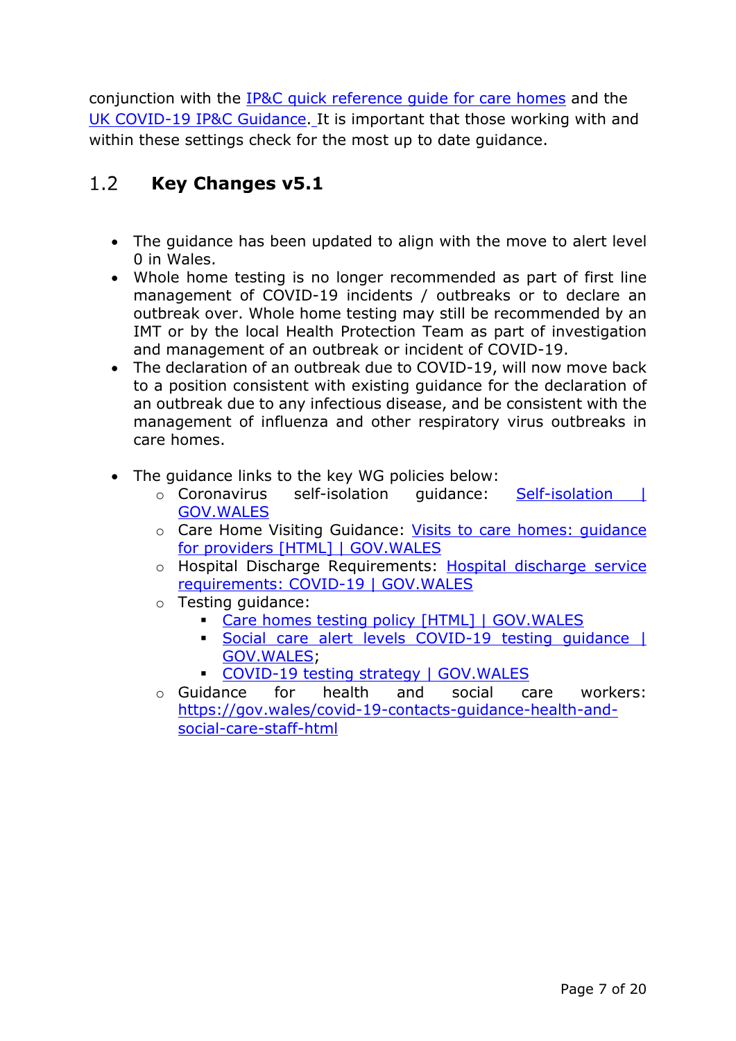conjunction with the [IP&C quick reference guide for care homes] and the [UK COVID-19 IP&C Guidance]. It is important that those working with and within these settings check for the most up to date guidance.

## 1.2 Key Changes v5.1

- The guidance has been updated to align with the move to alert level 0 in Wales.
- Whole home testing is no longer recommended as part of first line management of COVID-19 incidents / outbreaks or to declare an outbreak over. Whole home testing may still be recommended by an IMT or by the local Health Protection Team as part of investigation and management of an outbreak or incident of COVID-19.
- The declaration of an outbreak due to COVID-19, will now move back to a position consistent with existing guidance for the declaration of an outbreak due to any infectious disease, and be consistent with the management of influenza and other respiratory virus outbreaks in care homes.

- The guidance links to the key WG policies below:
  - Coronavirus self-isolation guidance: Self-isolation | GOV.WALES
  - Care Home Visiting Guidance: Visits to care homes: guidance for providers [HTML] | GOV.WALES
  - Hospital Discharge Requirements: Hospital discharge service requirements: COVID-19 | GOV.WALES
  - Testing guidance:
    - Care homes testing policy [HTML] | GOV.WALES
    - Social care alert levels COVID-19 testing guidance | GOV.WALES;
    - COVID-19 testing strategy | GOV.WALES
  - Guidance for health and social care workers: https://gov.wales/covid-19-contacts-guidance-health-and-social-care-staff-html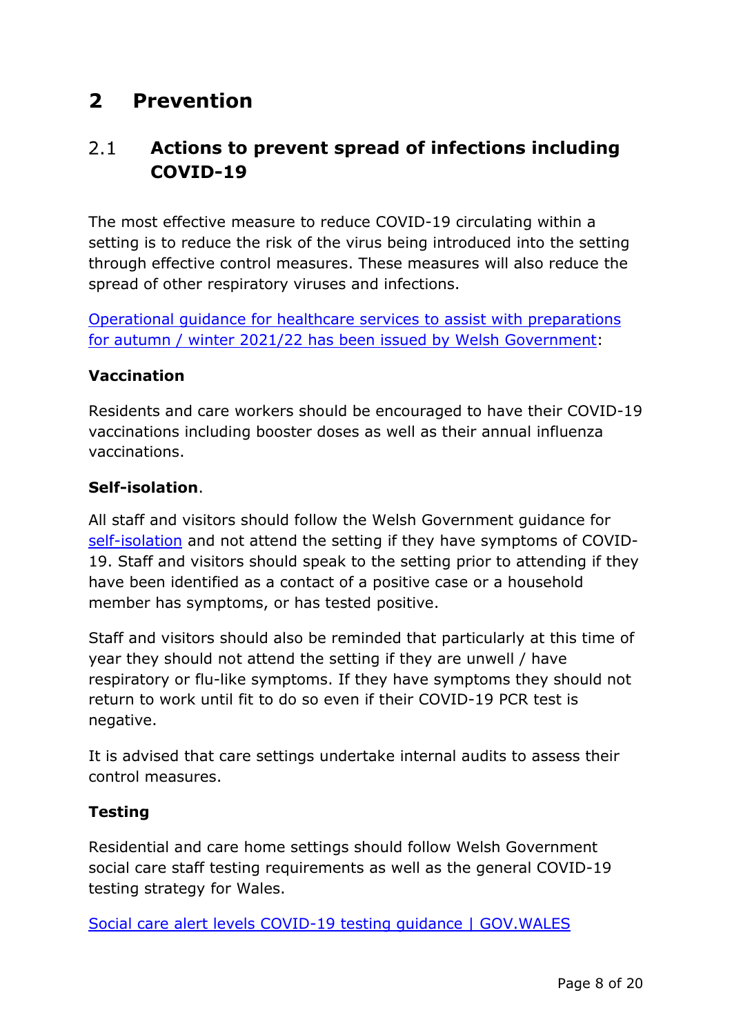# 2 Prevention

## 2.1 Actions to prevent spread of infections including COVID-19

The most effective measure to reduce COVID-19 circulating within a setting is to reduce the risk of the virus being introduced into the setting through effective control measures. These measures will also reduce the spread of other respiratory viruses and infections.

Operational guidance for healthcare services to assist with preparations for autumn / winter 2021/22 has been issued by Welsh Government:

**Vaccination**

Residents and care workers should be encouraged to have their COVID-19 vaccinations including booster doses as well as their annual influenza vaccinations.

**Self-isolation**.

All staff and visitors should follow the Welsh Government guidance for self-isolation and not attend the setting if they have symptoms of COVID-19. Staff and visitors should speak to the setting prior to attending if they have been identified as a contact of a positive case or a household member has symptoms, or has tested positive.

Staff and visitors should also be reminded that particularly at this time of year they should not attend the setting if they are unwell / have respiratory or flu-like symptoms. If they have symptoms they should not return to work until fit to do so even if their COVID-19 PCR test is negative.

It is advised that care settings undertake internal audits to assess their control measures.

**Testing**

Residential and care home settings should follow Welsh Government social care staff testing requirements as well as the general COVID-19 testing strategy for Wales.

Social care alert levels COVID-19 testing guidance | GOV.WALES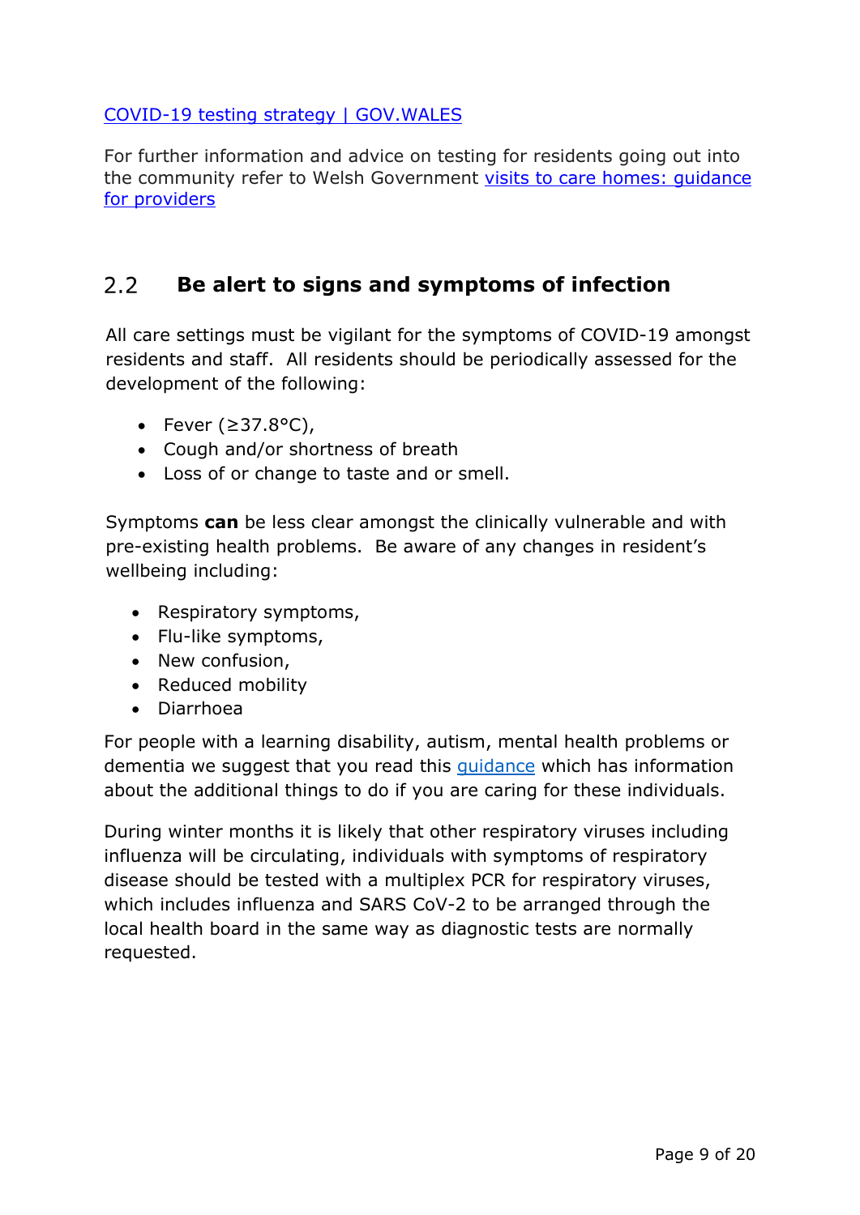[COVID-19 testing strategy | GOV.WALES]

For further information and advice on testing for residents going out into the community refer to Welsh Government [visits to care homes: guidance for providers]

## 2.2 Be alert to signs and symptoms of infection

All care settings must be vigilant for the symptoms of COVID-19 amongst residents and staff. All residents should be periodically assessed for the development of the following:

- Fever (≥37.8°C),
- Cough and/or shortness of breath
- Loss of or change to taste and or smell.

Symptoms **can** be less clear amongst the clinically vulnerable and with pre-existing health problems. Be aware of any changes in resident's wellbeing including:

- Respiratory symptoms,
- Flu-like symptoms,
- New confusion,
- Reduced mobility
- Diarrhoea

For people with a learning disability, autism, mental health problems or dementia we suggest that you read this [guidance] which has information about the additional things to do if you are caring for these individuals.

During winter months it is likely that other respiratory viruses including influenza will be circulating, individuals with symptoms of respiratory disease should be tested with a multiplex PCR for respiratory viruses, which includes influenza and SARS CoV-2 to be arranged through the local health board in the same way as diagnostic tests are normally requested.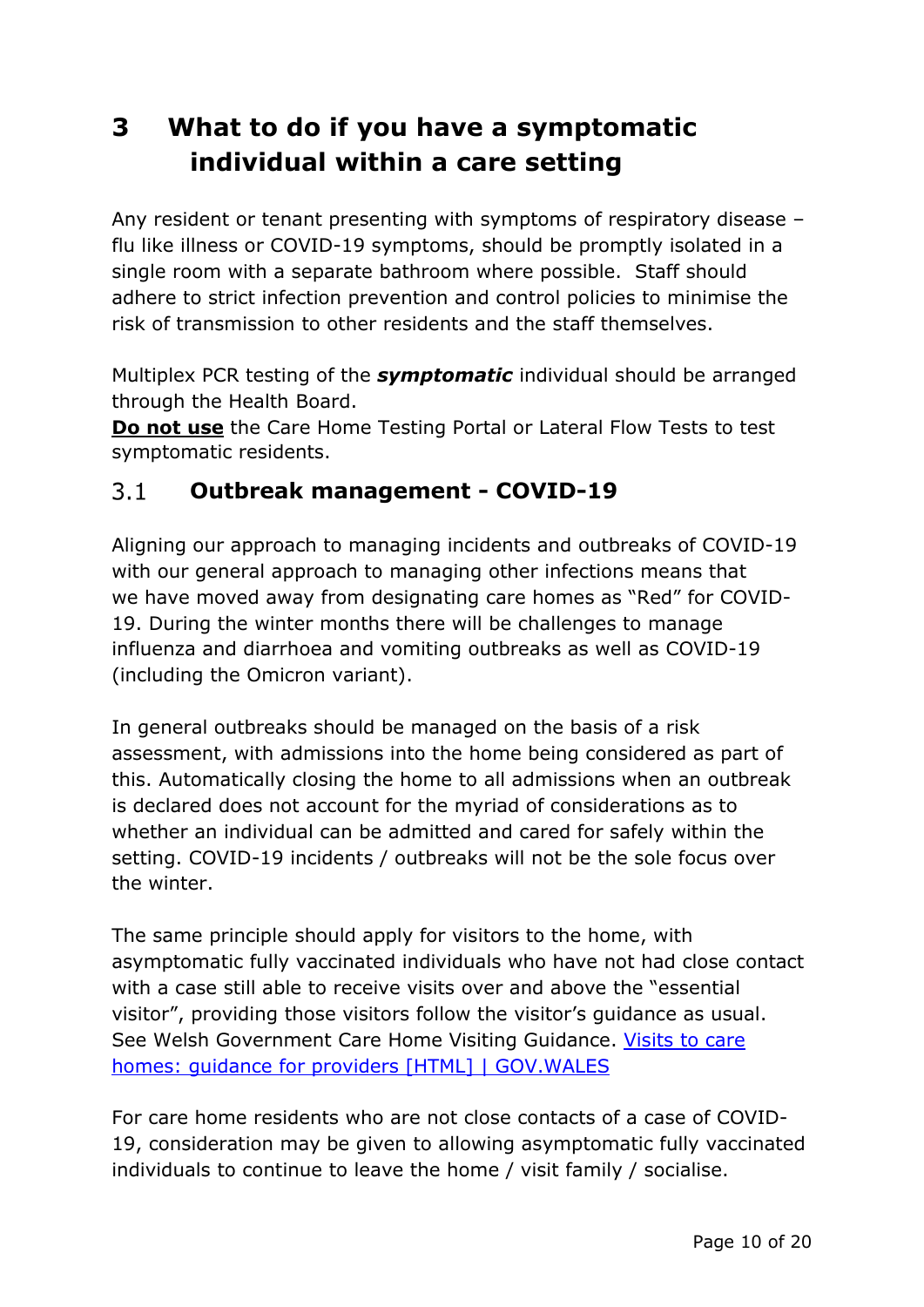# 3 What to do if you have a symptomatic individual within a care setting

Any resident or tenant presenting with symptoms of respiratory disease – flu like illness or COVID-19 symptoms, should be promptly isolated in a single room with a separate bathroom where possible. Staff should adhere to strict infection prevention and control policies to minimise the risk of transmission to other residents and the staff themselves.

Multiplex PCR testing of the ***symptomatic*** individual should be arranged through the Health Board.
**<u>Do not use</u>** the Care Home Testing Portal or Lateral Flow Tests to test symptomatic residents.

## 3.1 Outbreak management - COVID-19

Aligning our approach to managing incidents and outbreaks of COVID-19 with our general approach to managing other infections means that we have moved away from designating care homes as "Red" for COVID-19. During the winter months there will be challenges to manage influenza and diarrhoea and vomiting outbreaks as well as COVID-19 (including the Omicron variant).

In general outbreaks should be managed on the basis of a risk assessment, with admissions into the home being considered as part of this. Automatically closing the home to all admissions when an outbreak is declared does not account for the myriad of considerations as to whether an individual can be admitted and cared for safely within the setting. COVID-19 incidents / outbreaks will not be the sole focus over the winter.

The same principle should apply for visitors to the home, with asymptomatic fully vaccinated individuals who have not had close contact with a case still able to receive visits over and above the "essential visitor", providing those visitors follow the visitor's guidance as usual. See Welsh Government Care Home Visiting Guidance. [Visits to care homes: guidance for providers [HTML] | GOV.WALES]

For care home residents who are not close contacts of a case of COVID-19, consideration may be given to allowing asymptomatic fully vaccinated individuals to continue to leave the home / visit family / socialise.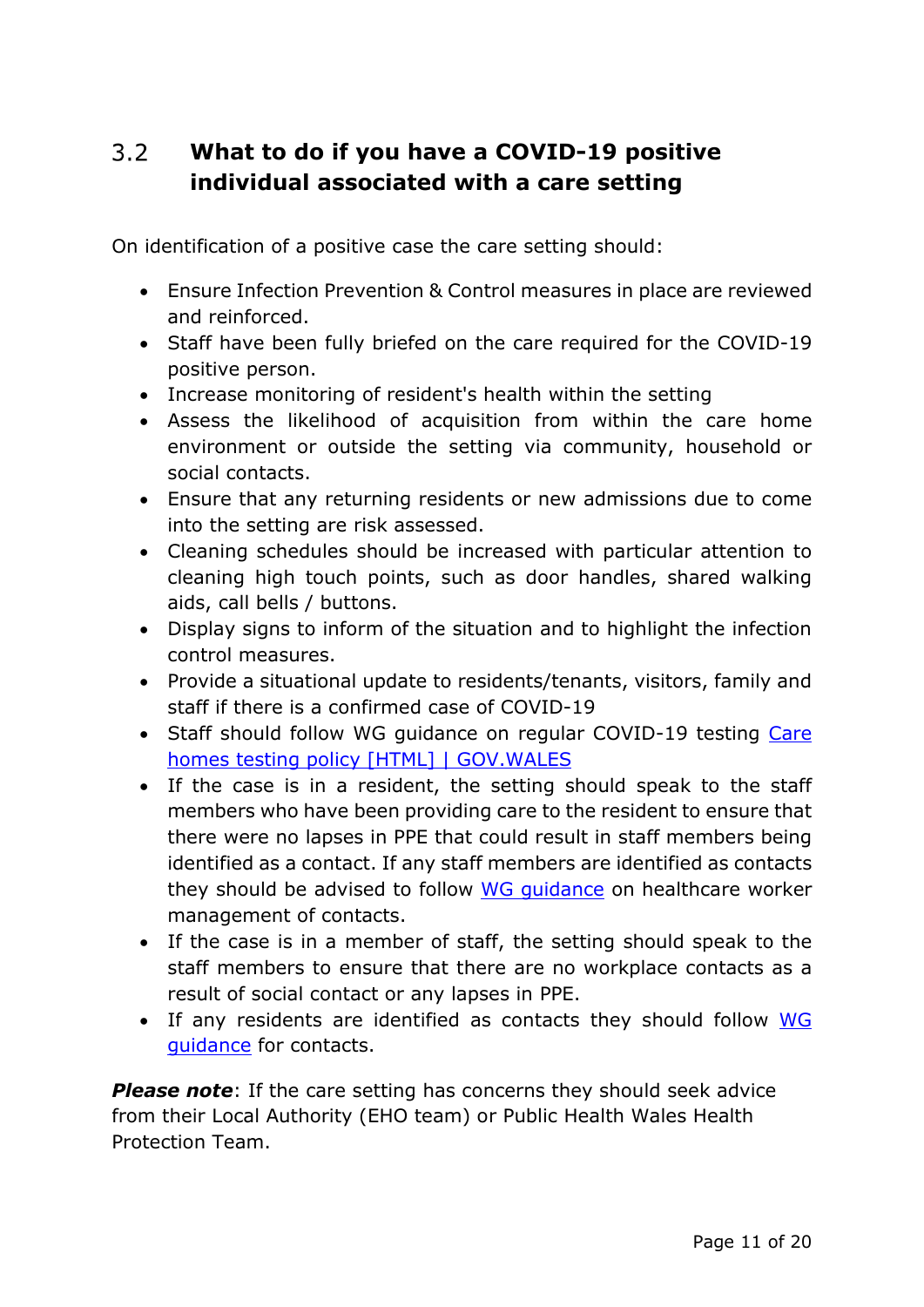## 3.2 What to do if you have a COVID-19 positive individual associated with a care setting

On identification of a positive case the care setting should:

- Ensure Infection Prevention & Control measures in place are reviewed and reinforced.
- Staff have been fully briefed on the care required for the COVID-19 positive person.
- Increase monitoring of resident's health within the setting
- Assess the likelihood of acquisition from within the care home environment or outside the setting via community, household or social contacts.
- Ensure that any returning residents or new admissions due to come into the setting are risk assessed.
- Cleaning schedules should be increased with particular attention to cleaning high touch points, such as door handles, shared walking aids, call bells / buttons.
- Display signs to inform of the situation and to highlight the infection control measures.
- Provide a situational update to residents/tenants, visitors, family and staff if there is a confirmed case of COVID-19
- Staff should follow WG guidance on regular COVID-19 testing [Care homes testing policy [HTML] | GOV.WALES]
- If the case is in a resident, the setting should speak to the staff members who have been providing care to the resident to ensure that there were no lapses in PPE that could result in staff members being identified as a contact. If any staff members are identified as contacts they should be advised to follow [WG guidance] on healthcare worker management of contacts.
- If the case is in a member of staff, the setting should speak to the staff members to ensure that there are no workplace contacts as a result of social contact or any lapses in PPE.
- If any residents are identified as contacts they should follow [WG guidance] for contacts.

***Please note***: If the care setting has concerns they should seek advice from their Local Authority (EHO team) or Public Health Wales Health Protection Team.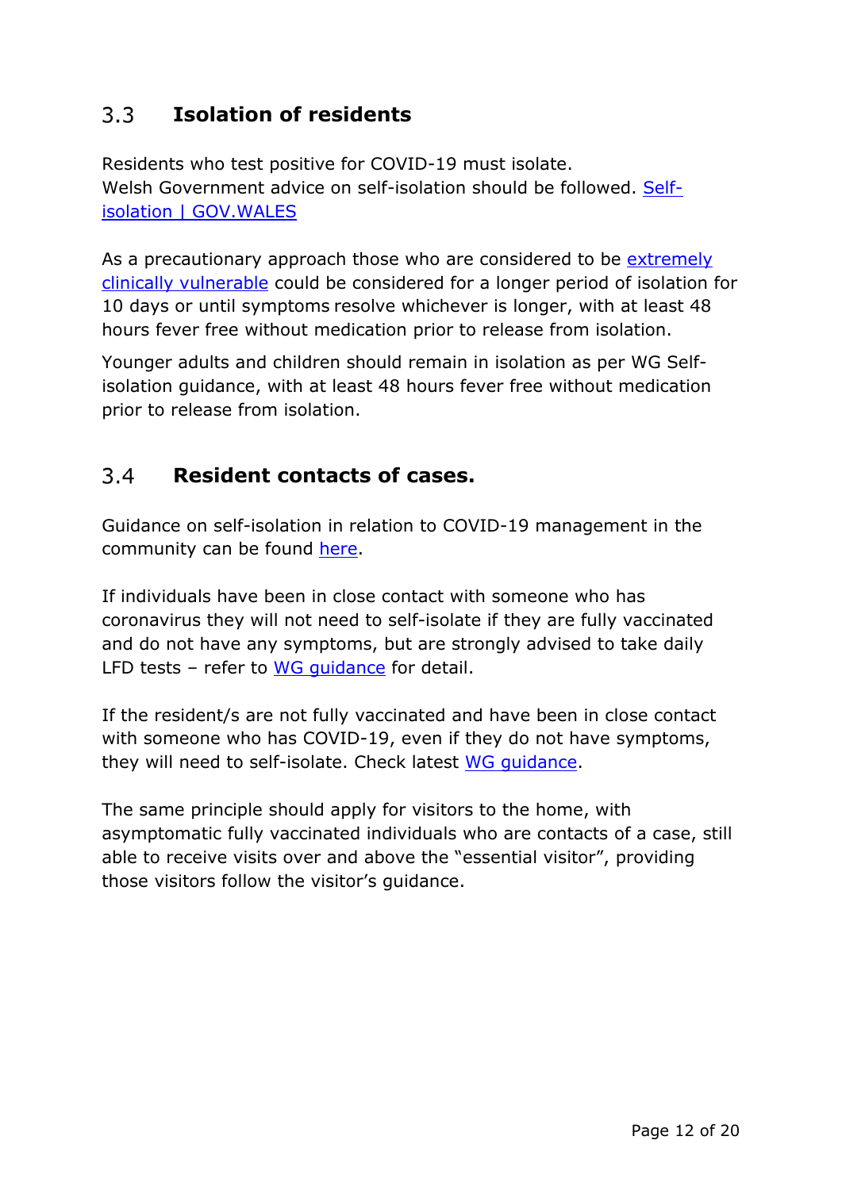## 3.3 Isolation of residents

Residents who test positive for COVID-19 must isolate.
Welsh Government advice on self-isolation should be followed. [Self-isolation | GOV.WALES]

As a precautionary approach those who are considered to be [extremely clinically vulnerable] could be considered for a longer period of isolation for 10 days or until symptoms resolve whichever is longer, with at least 48 hours fever free without medication prior to release from isolation.

Younger adults and children should remain in isolation as per WG Self-isolation guidance, with at least 48 hours fever free without medication prior to release from isolation.

## 3.4 Resident contacts of cases.

Guidance on self-isolation in relation to COVID-19 management in the community can be found [here].

If individuals have been in close contact with someone who has coronavirus they will not need to self-isolate if they are fully vaccinated and do not have any symptoms, but are strongly advised to take daily LFD tests – refer to [WG guidance] for detail.

If the resident/s are not fully vaccinated and have been in close contact with someone who has COVID-19, even if they do not have symptoms, they will need to self-isolate. Check latest [WG guidance].

The same principle should apply for visitors to the home, with asymptomatic fully vaccinated individuals who are contacts of a case, still able to receive visits over and above the "essential visitor", providing those visitors follow the visitor's guidance.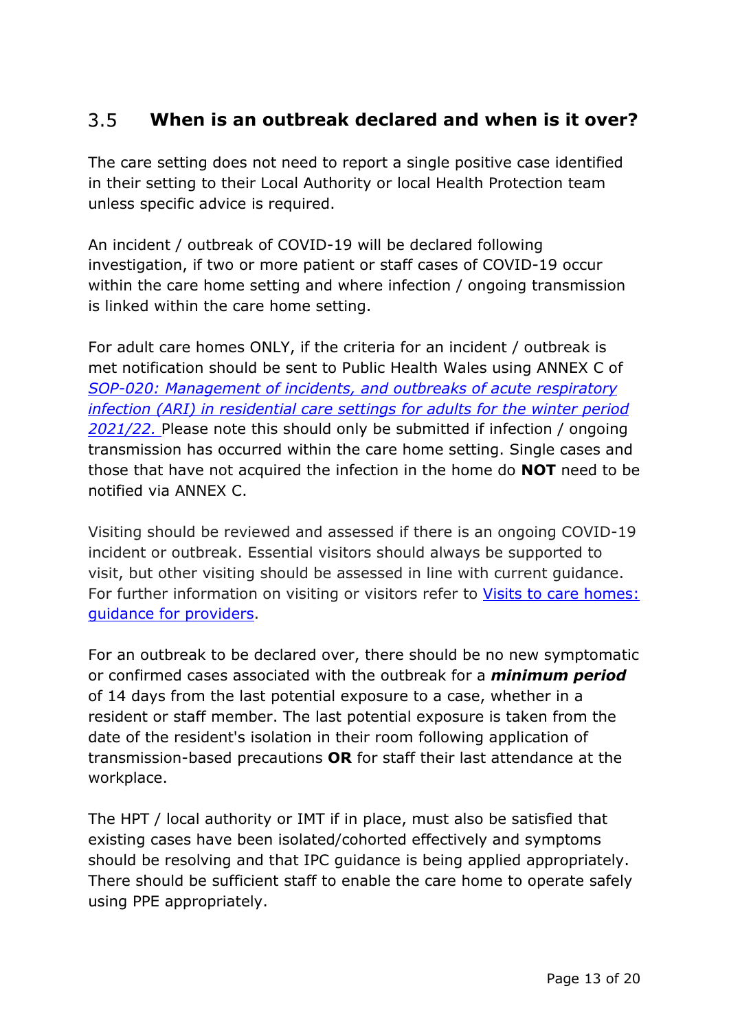## 3.5 When is an outbreak declared and when is it over?

The care setting does not need to report a single positive case identified in their setting to their Local Authority or local Health Protection team unless specific advice is required.

An incident / outbreak of COVID-19 will be declared following investigation, if two or more patient or staff cases of COVID-19 occur within the care home setting and where infection / ongoing transmission is linked within the care home setting.

For adult care homes ONLY, if the criteria for an incident / outbreak is met notification should be sent to Public Health Wales using ANNEX C of *SOP-020: Management of incidents, and outbreaks of acute respiratory infection (ARI) in residential care settings for adults for the winter period 2021/22.* Please note this should only be submitted if infection / ongoing transmission has occurred within the care home setting. Single cases and those that have not acquired the infection in the home do **NOT** need to be notified via ANNEX C.

Visiting should be reviewed and assessed if there is an ongoing COVID-19 incident or outbreak. Essential visitors should always be supported to visit, but other visiting should be assessed in line with current guidance. For further information on visiting or visitors refer to Visits to care homes: guidance for providers.

For an outbreak to be declared over, there should be no new symptomatic or confirmed cases associated with the outbreak for a ***minimum period*** of 14 days from the last potential exposure to a case, whether in a resident or staff member. The last potential exposure is taken from the date of the resident's isolation in their room following application of transmission-based precautions **OR** for staff their last attendance at the workplace.

The HPT / local authority or IMT if in place, must also be satisfied that existing cases have been isolated/cohorted effectively and symptoms should be resolving and that IPC guidance is being applied appropriately. There should be sufficient staff to enable the care home to operate safely using PPE appropriately.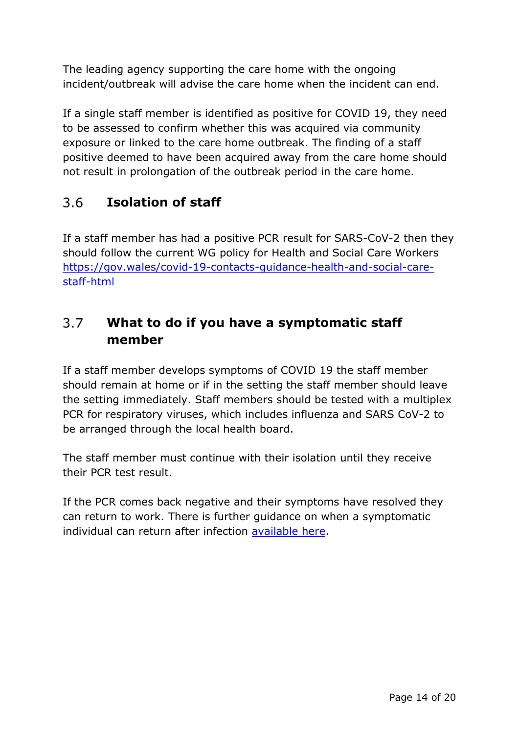The leading agency supporting the care home with the ongoing incident/outbreak will advise the care home when the incident can end.

If a single staff member is identified as positive for COVID 19, they need to be assessed to confirm whether this was acquired via community exposure or linked to the care home outbreak. The finding of a staff positive deemed to have been acquired away from the care home should not result in prolongation of the outbreak period in the care home.

## 3.6 Isolation of staff

If a staff member has had a positive PCR result for SARS-CoV-2 then they should follow the current WG policy for Health and Social Care Workers [https://gov.wales/covid-19-contacts-guidance-health-and-social-care-staff-html](https://gov.wales/covid-19-contacts-guidance-health-and-social-care-staff-html)

## 3.7 What to do if you have a symptomatic staff member

If a staff member develops symptoms of COVID 19 the staff member should remain at home or if in the setting the staff member should leave the setting immediately. Staff members should be tested with a multiplex PCR for respiratory viruses, which includes influenza and SARS CoV-2 to be arranged through the local health board.

The staff member must continue with their isolation until they receive their PCR test result.

If the PCR comes back negative and their symptoms have resolved they can return to work. There is further guidance on when a symptomatic individual can return after infection available here.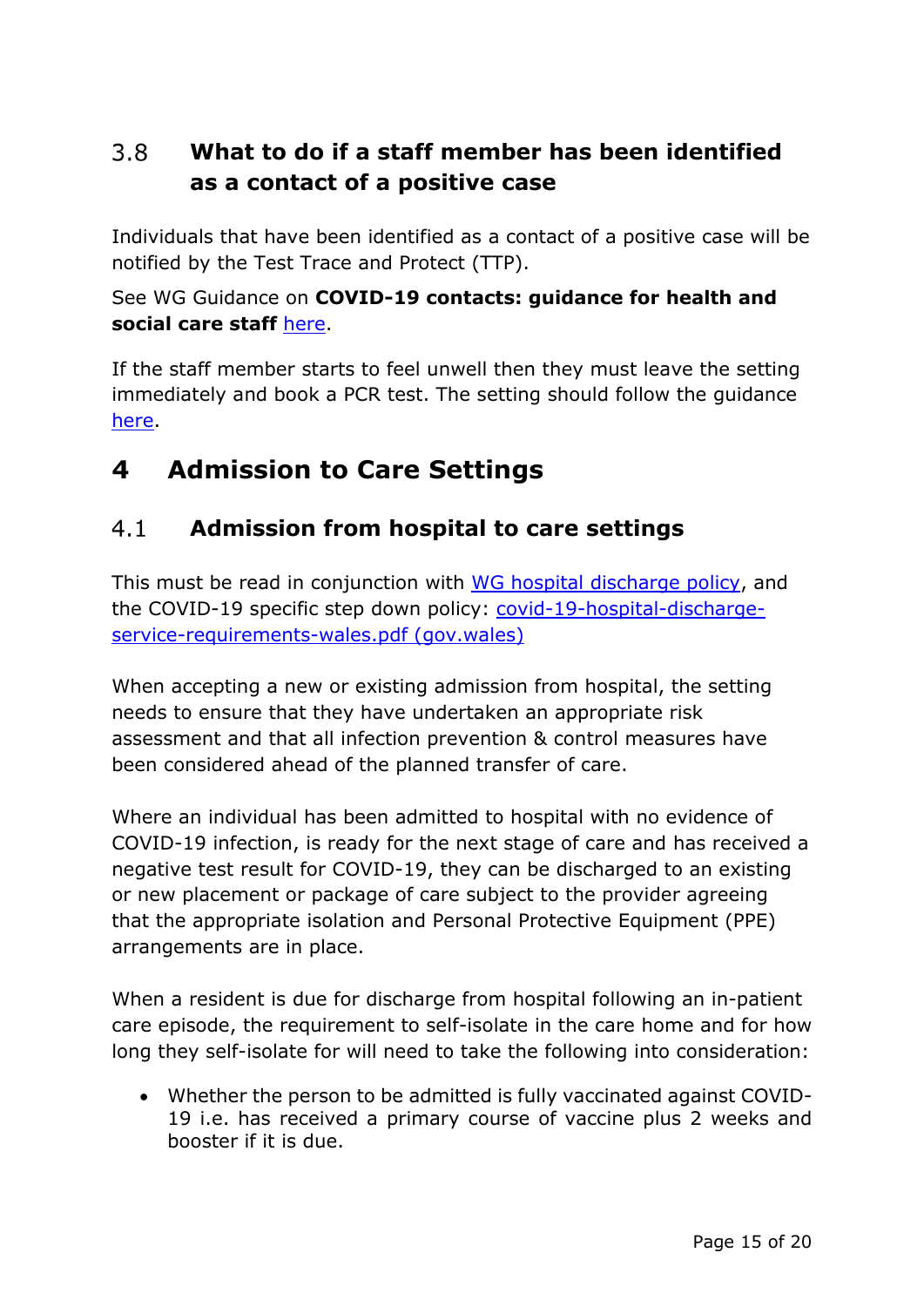### 3.8 What to do if a staff member has been identified as a contact of a positive case

Individuals that have been identified as a contact of a positive case will be notified by the Test Trace and Protect (TTP).

See WG Guidance on **COVID-19 contacts: guidance for health and social care staff** here.

If the staff member starts to feel unwell then they must leave the setting immediately and book a PCR test. The setting should follow the guidance here.

## 4 Admission to Care Settings

### 4.1 Admission from hospital to care settings

This must be read in conjunction with WG hospital discharge policy, and the COVID-19 specific step down policy: covid-19-hospital-discharge-service-requirements-wales.pdf (gov.wales)

When accepting a new or existing admission from hospital, the setting needs to ensure that they have undertaken an appropriate risk assessment and that all infection prevention & control measures have been considered ahead of the planned transfer of care.

Where an individual has been admitted to hospital with no evidence of COVID-19 infection, is ready for the next stage of care and has received a negative test result for COVID-19, they can be discharged to an existing or new placement or package of care subject to the provider agreeing that the appropriate isolation and Personal Protective Equipment (PPE) arrangements are in place.

When a resident is due for discharge from hospital following an in-patient care episode, the requirement to self-isolate in the care home and for how long they self-isolate for will need to take the following into consideration:

- Whether the person to be admitted is fully vaccinated against COVID-19 i.e. has received a primary course of vaccine plus 2 weeks and booster if it is due.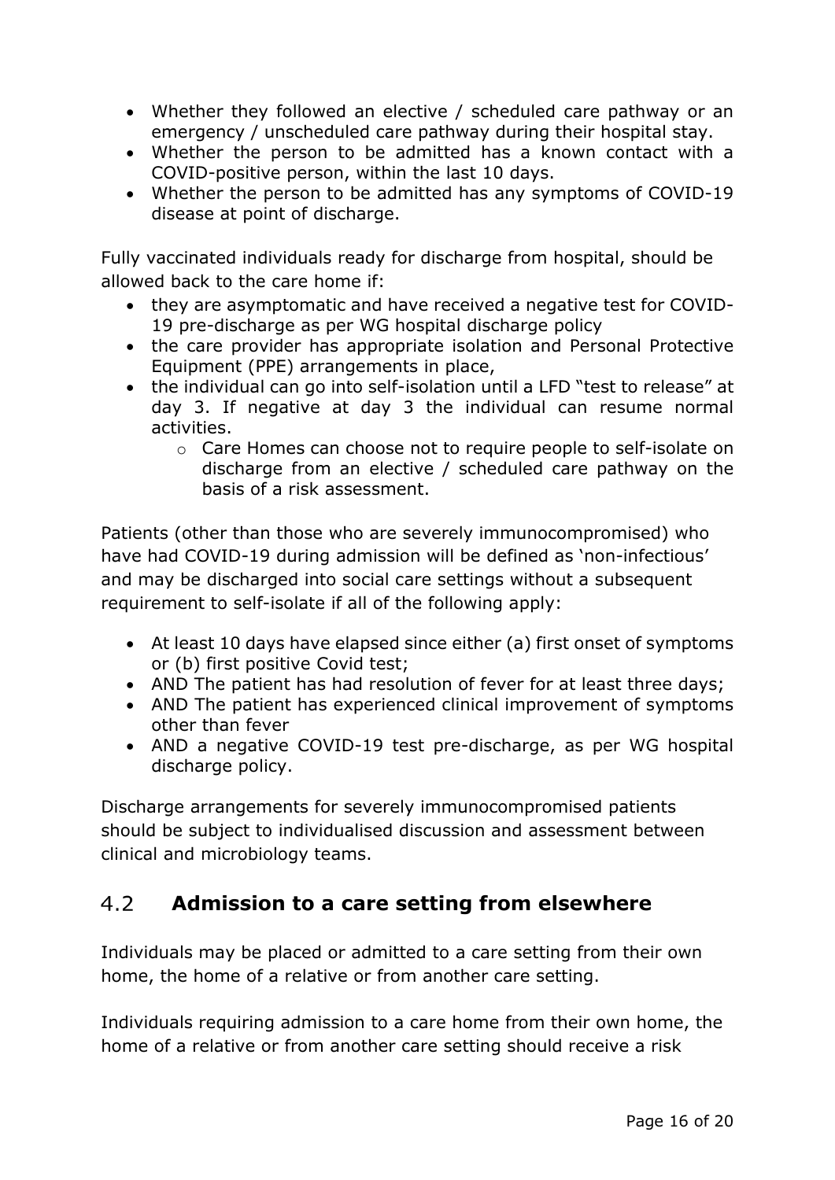- Whether they followed an elective / scheduled care pathway or an emergency / unscheduled care pathway during their hospital stay.
- Whether the person to be admitted has a known contact with a COVID-positive person, within the last 10 days.
- Whether the person to be admitted has any symptoms of COVID-19 disease at point of discharge.

Fully vaccinated individuals ready for discharge from hospital, should be allowed back to the care home if:

- they are asymptomatic and have received a negative test for COVID-19 pre-discharge as per WG hospital discharge policy
- the care provider has appropriate isolation and Personal Protective Equipment (PPE) arrangements in place,
- the individual can go into self-isolation until a LFD "test to release" at day 3. If negative at day 3 the individual can resume normal activities.
  - Care Homes can choose not to require people to self-isolate on discharge from an elective / scheduled care pathway on the basis of a risk assessment.

Patients (other than those who are severely immunocompromised) who have had COVID-19 during admission will be defined as 'non-infectious' and may be discharged into social care settings without a subsequent requirement to self-isolate if all of the following apply:

- At least 10 days have elapsed since either (a) first onset of symptoms or (b) first positive Covid test;
- AND The patient has had resolution of fever for at least three days;
- AND The patient has experienced clinical improvement of symptoms other than fever
- AND a negative COVID-19 test pre-discharge, as per WG hospital discharge policy.

Discharge arrangements for severely immunocompromised patients should be subject to individualised discussion and assessment between clinical and microbiology teams.

## 4.2 Admission to a care setting from elsewhere

Individuals may be placed or admitted to a care setting from their own home, the home of a relative or from another care setting.

Individuals requiring admission to a care home from their own home, the home of a relative or from another care setting should receive a risk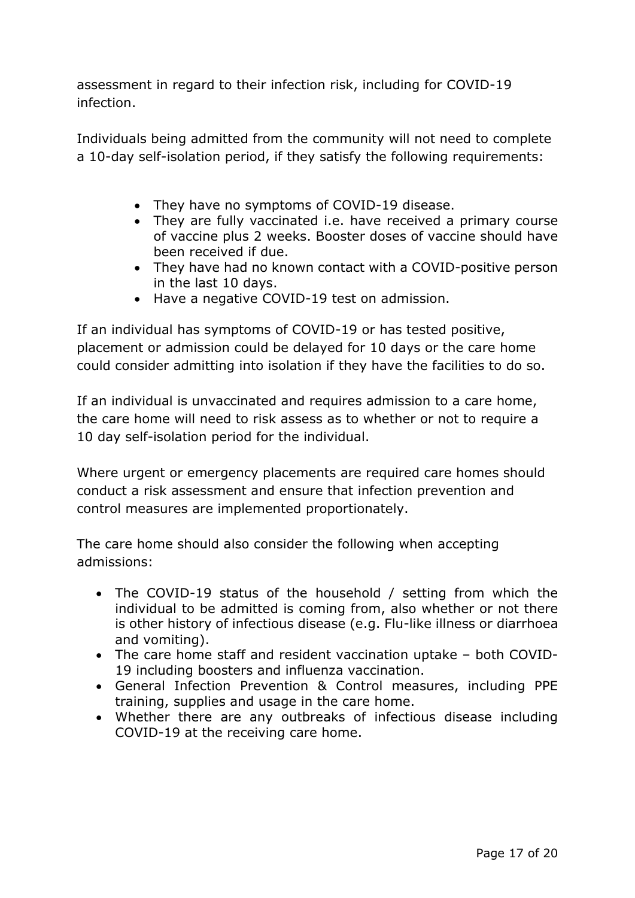assessment in regard to their infection risk, including for COVID-19 infection.

Individuals being admitted from the community will not need to complete a 10-day self-isolation period, if they satisfy the following requirements:

- They have no symptoms of COVID-19 disease.
- They are fully vaccinated i.e. have received a primary course of vaccine plus 2 weeks. Booster doses of vaccine should have been received if due.
- They have had no known contact with a COVID-positive person in the last 10 days.
- Have a negative COVID-19 test on admission.

If an individual has symptoms of COVID-19 or has tested positive, placement or admission could be delayed for 10 days or the care home could consider admitting into isolation if they have the facilities to do so.

If an individual is unvaccinated and requires admission to a care home, the care home will need to risk assess as to whether or not to require a 10 day self-isolation period for the individual.

Where urgent or emergency placements are required care homes should conduct a risk assessment and ensure that infection prevention and control measures are implemented proportionately.

The care home should also consider the following when accepting admissions:

- The COVID-19 status of the household / setting from which the individual to be admitted is coming from, also whether or not there is other history of infectious disease (e.g. Flu-like illness or diarrhoea and vomiting).
- The care home staff and resident vaccination uptake – both COVID-19 including boosters and influenza vaccination.
- General Infection Prevention & Control measures, including PPE training, supplies and usage in the care home.
- Whether there are any outbreaks of infectious disease including COVID-19 at the receiving care home.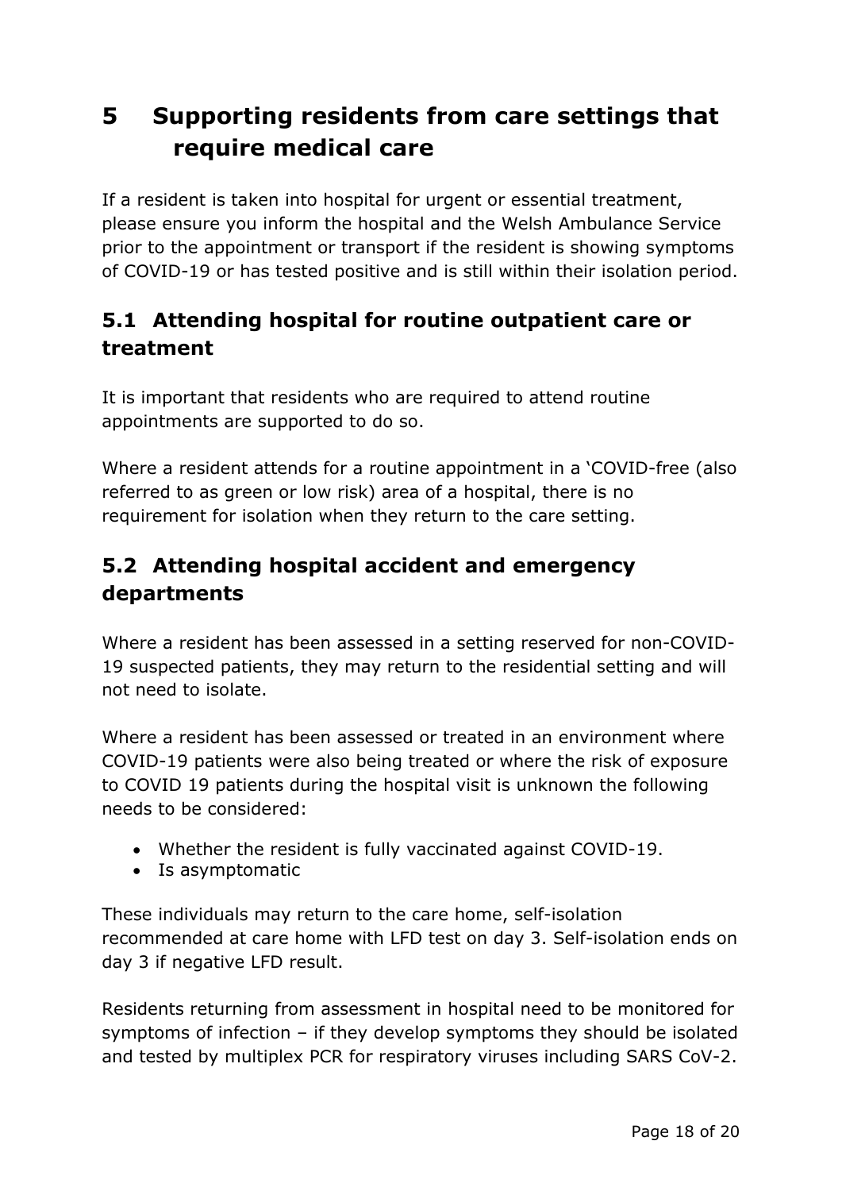# 5 Supporting residents from care settings that require medical care

If a resident is taken into hospital for urgent or essential treatment, please ensure you inform the hospital and the Welsh Ambulance Service prior to the appointment or transport if the resident is showing symptoms of COVID-19 or has tested positive and is still within their isolation period.

## 5.1 Attending hospital for routine outpatient care or treatment

It is important that residents who are required to attend routine appointments are supported to do so.

Where a resident attends for a routine appointment in a 'COVID-free (also referred to as green or low risk) area of a hospital, there is no requirement for isolation when they return to the care setting.

## 5.2 Attending hospital accident and emergency departments

Where a resident has been assessed in a setting reserved for non-COVID-19 suspected patients, they may return to the residential setting and will not need to isolate.

Where a resident has been assessed or treated in an environment where COVID-19 patients were also being treated or where the risk of exposure to COVID 19 patients during the hospital visit is unknown the following needs to be considered:

- Whether the resident is fully vaccinated against COVID-19.
- Is asymptomatic

These individuals may return to the care home, self-isolation recommended at care home with LFD test on day 3. Self-isolation ends on day 3 if negative LFD result.

Residents returning from assessment in hospital need to be monitored for symptoms of infection – if they develop symptoms they should be isolated and tested by multiplex PCR for respiratory viruses including SARS CoV-2.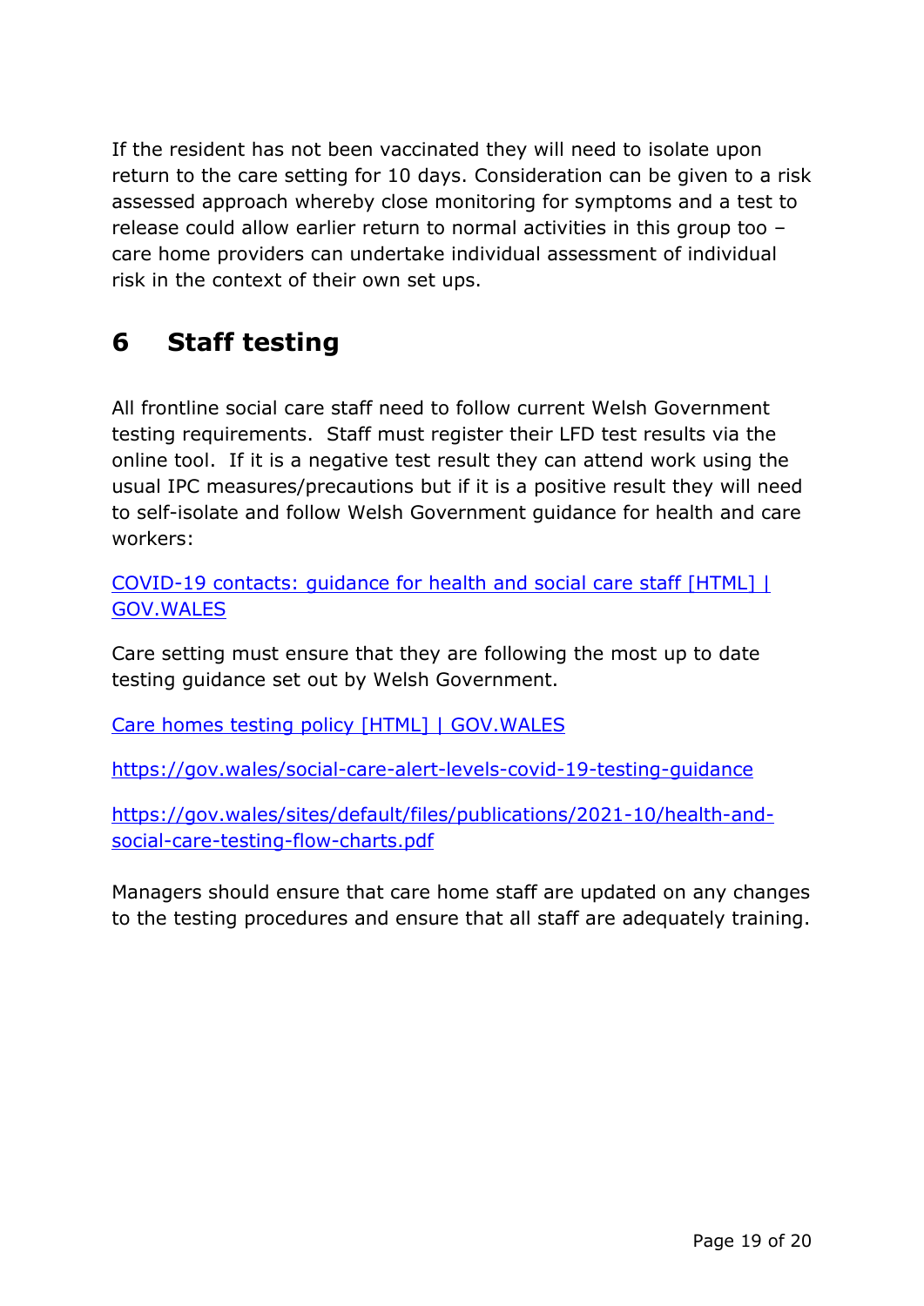If the resident has not been vaccinated they will need to isolate upon return to the care setting for 10 days. Consideration can be given to a risk assessed approach whereby close monitoring for symptoms and a test to release could allow earlier return to normal activities in this group too – care home providers can undertake individual assessment of individual risk in the context of their own set ups.

## 6 Staff testing

All frontline social care staff need to follow current Welsh Government testing requirements. Staff must register their LFD test results via the online tool. If it is a negative test result they can attend work using the usual IPC measures/precautions but if it is a positive result they will need to self-isolate and follow Welsh Government guidance for health and care workers:

[COVID-19 contacts: guidance for health and social care staff [HTML] | GOV.WALES]

Care setting must ensure that they are following the most up to date testing guidance set out by Welsh Government.

[Care homes testing policy [HTML] | GOV.WALES]

https://gov.wales/social-care-alert-levels-covid-19-testing-guidance

https://gov.wales/sites/default/files/publications/2021-10/health-and-social-care-testing-flow-charts.pdf

Managers should ensure that care home staff are updated on any changes to the testing procedures and ensure that all staff are adequately training.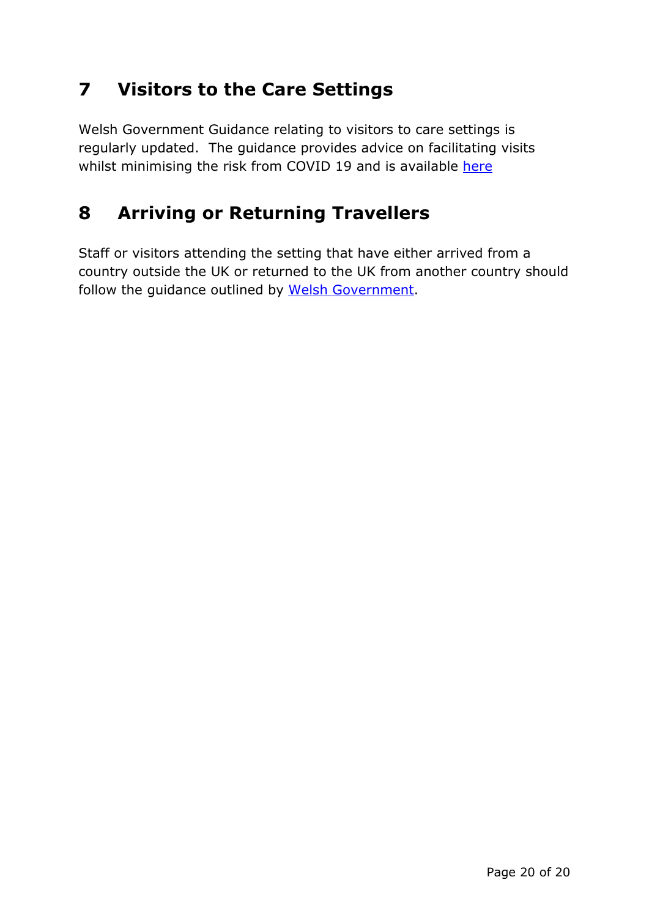## 7 Visitors to the Care Settings

Welsh Government Guidance relating to visitors to care settings is regularly updated. The guidance provides advice on facilitating visits whilst minimising the risk from COVID 19 and is available here

## 8 Arriving or Returning Travellers

Staff or visitors attending the setting that have either arrived from a country outside the UK or returned to the UK from another country should follow the guidance outlined by Welsh Government.